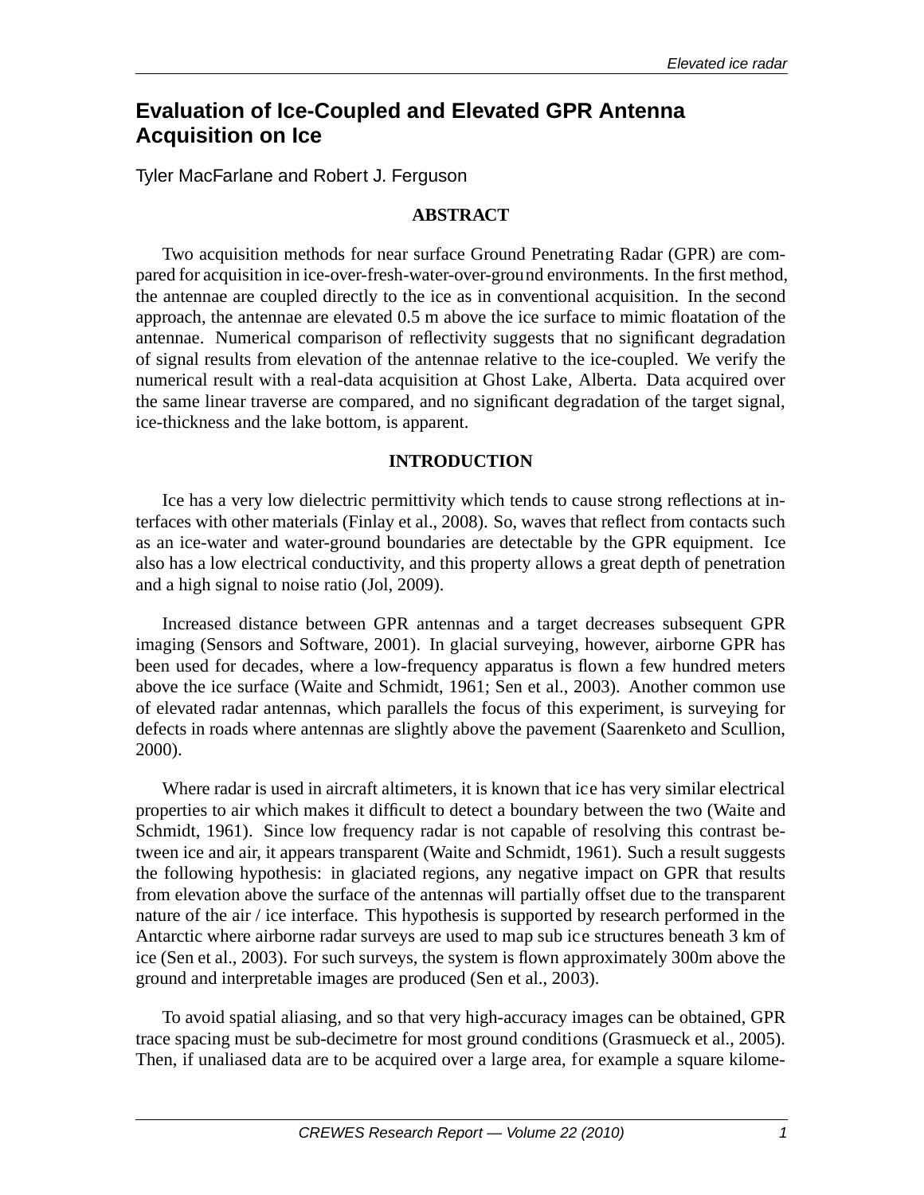# Evaluation of Ice-Coupled and Elevated GPR Antenna Acquisition on Ice

Tyler MacFarlane and Robert J. Ferguson

## ABSTRACT

Two acquisition methods for near surface Ground Penetrating Radar (GPR) are compared for acquisition in ice-over-fresh-water-over-ground environments. In the first method, the antennae are coupled directly to the ice as in conventional acquisition. In the second approach, the antennae are elevated 0.5 m above the ice surface to mimic floatation of the antennae. Numerical comparison of reflectivity suggests that no significant degradation of signal results from elevation of the antennae relative to the ice-coupled. We verify the numerical result with a real-data acquisition at Ghost Lake, Alberta. Data acquired over the same linear traverse are compared, and no significant degradation of the target signal, ice-thickness and the lake bottom, is apparent.

## INTRODUCTION

Ice has a very low dielectric permittivity which tends to cause strong reflections at interfaces with other materials (Finlay et al., 2008). So, waves that reflect from contacts such as an ice-water and water-ground boundaries are detectable by the GPR equipment. Ice also has a low electrical conductivity, and this property allows a great depth of penetration and a high signal to noise ratio (Jol, 2009).

Increased distance between GPR antennas and a target decreases subsequent GPR imaging (Sensors and Software, 2001). In glacial surveying, however, airborne GPR has been used for decades, where a low-frequency apparatus is flown a few hundred meters above the ice surface (Waite and Schmidt, 1961; Sen et al., 2003). Another common use of elevated radar antennas, which parallels the focus of this experiment, is surveying for defects in roads where antennas are slightly above the pavement (Saarenketo and Scullion, 2000).

Where radar is used in aircraft altimeters, it is known that ice has very similar electrical properties to air which makes it difficult to detect a boundary between the two (Waite and Schmidt, 1961). Since low frequency radar is not capable of resolving this contrast between ice and air, it appears transparent (Waite and Schmidt, 1961). Such a result suggests the following hypothesis: in glaciated regions, any negative impact on GPR that results from elevation above the surface of the antennas will partially offset due to the transparent nature of the air / ice interface. This hypothesis is supported by research performed in the Antarctic where airborne radar surveys are used to map sub ice structures beneath 3 km of ice (Sen et al., 2003). For such surveys, the system is flown approximately 300m above the ground and interpretable images are produced (Sen et al., 2003).

To avoid spatial aliasing, and so that very high-accuracy images can be obtained, GPR trace spacing must be sub-decimetre for most ground conditions (Grasmueck et al., 2005). Then, if unaliased data are to be acquired over a large area, for example a square kilome-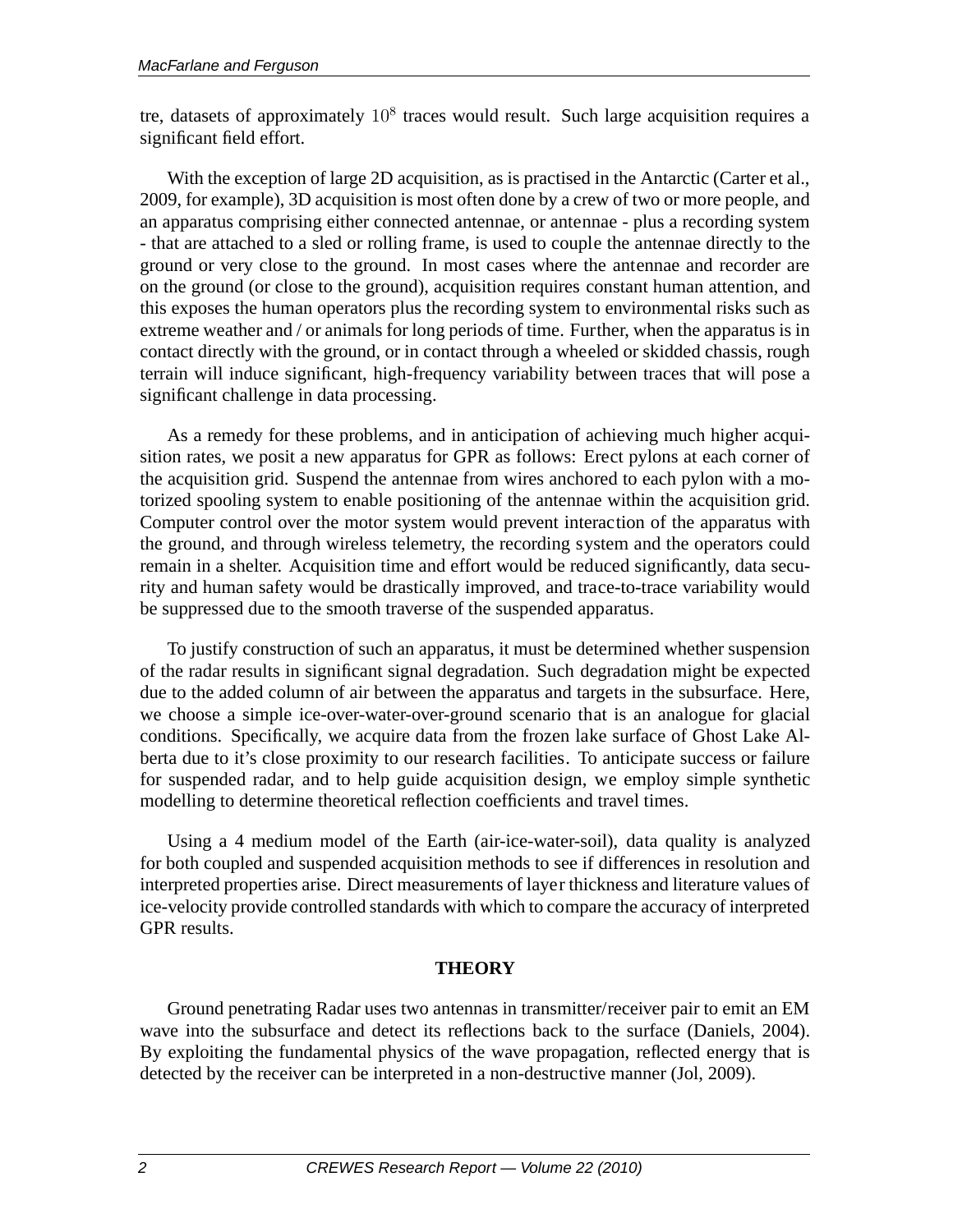tre, datasets of approximately $10^8$ traces would result. Such large acquisition requires a significant field effort.

With the exception of large 2D acquisition, as is practised in the Antarctic (Carter et al., 2009, for example), 3D acquisition is most often done by a crew of two or more people, and an apparatus comprising either connected antennae, or antennae - plus a recording system - that are attached to a sled or rolling frame, is used to couple the antennae directly to the ground or very close to the ground. In most cases where the antennae and recorder are on the ground (or close to the ground), acquisition requires constant human attention, and this exposes the human operators plus the recording system to environmental risks such as extreme weather and / or animals for long periods of time. Further, when the apparatus is in contact directly with the ground, or in contact through a wheeled or skidded chassis, rough terrain will induce significant, high-frequency variability between traces that will pose a significant challenge in data processing.

As a remedy for these problems, and in anticipation of achieving much higher acquisition rates, we posit a new apparatus for GPR as follows: Erect pylons at each corner of the acquisition grid. Suspend the antennae from wires anchored to each pylon with a motorized spooling system to enable positioning of the antennae within the acquisition grid. Computer control over the motor system would prevent interaction of the apparatus with the ground, and through wireless telemetry, the recording system and the operators could remain in a shelter. Acquisition time and effort would be reduced significantly, data security and human safety would be drastically improved, and trace-to-trace variability would be suppressed due to the smooth traverse of the suspended apparatus.

To justify construction of such an apparatus, it must be determined whether suspension of the radar results in significant signal degradation. Such degradation might be expected due to the added column of air between the apparatus and targets in the subsurface. Here, we choose a simple ice-over-water-over-ground scenario that is an analogue for glacial conditions. Specifically, we acquire data from the frozen lake surface of Ghost Lake Alberta due to it's close proximity to our research facilities. To anticipate success or failure for suspended radar, and to help guide acquisition design, we employ simple synthetic modelling to determine theoretical reflection coefficients and travel times.

Using a 4 medium model of the Earth (air-ice-water-soil), data quality is analyzed for both coupled and suspended acquisition methods to see if differences in resolution and interpreted properties arise. Direct measurements of layer thickness and literature values of ice-velocity provide controlled standards with which to compare the accuracy of interpreted GPR results.

## THEORY

Ground penetrating Radar uses two antennas in transmitter/receiver pair to emit an EM wave into the subsurface and detect its reflections back to the surface (Daniels, 2004). By exploiting the fundamental physics of the wave propagation, reflected energy that is detected by the receiver can be interpreted in a non-destructive manner (Jol, 2009).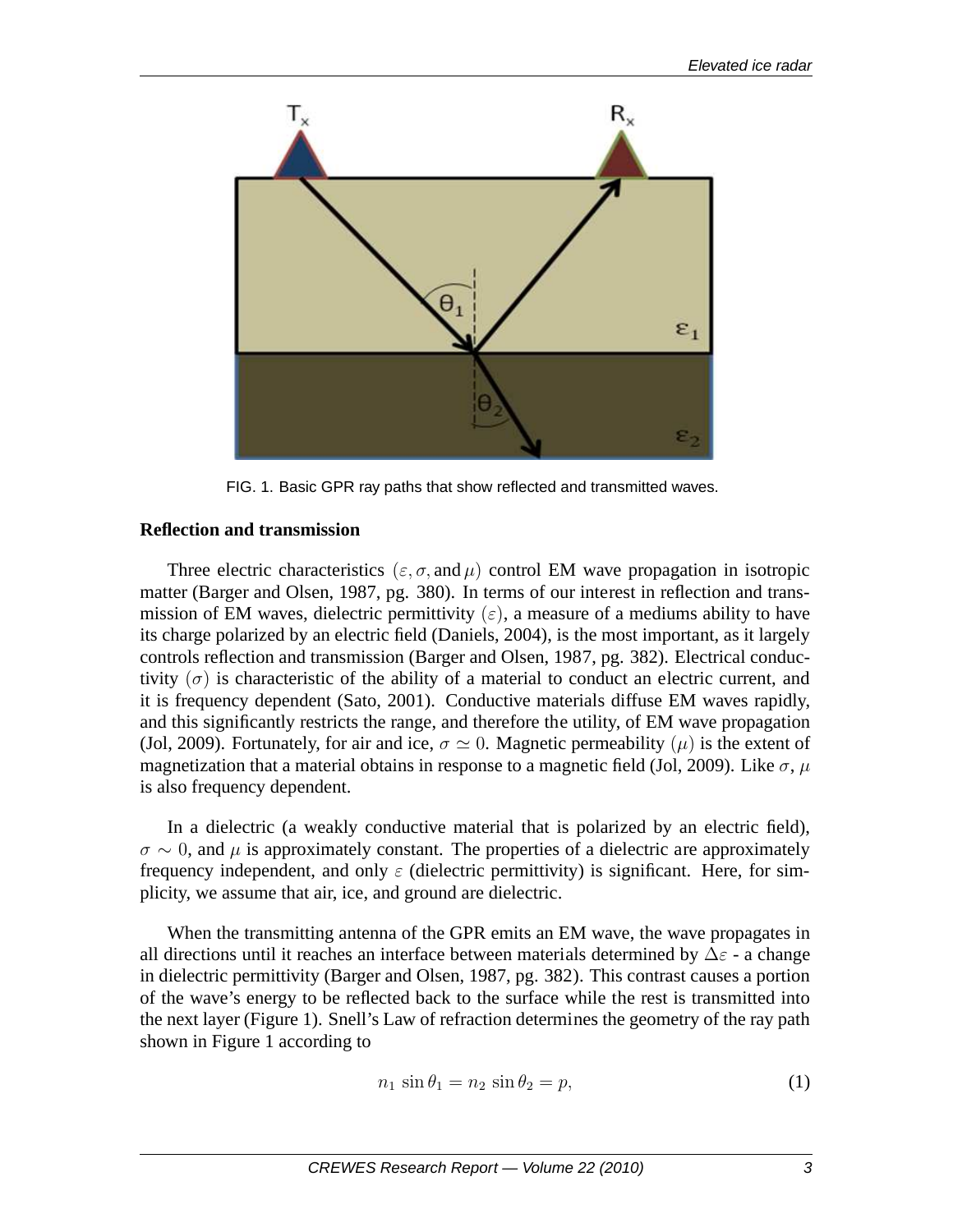FIG. 1. Basic GPR ray paths that show reflected and transmitted waves.

## Reflection and transmission

Three electric characteristics $(\varepsilon, \sigma, \text{and}\, \mu)$ control EM wave propagation in isotropic matter (Barger and Olsen, 1987, pg. 380). In terms of our interest in reflection and transmission of EM waves, dielectric permittivity $(\varepsilon)$, a measure of a mediums ability to have its charge polarized by an electric field (Daniels, 2004), is the most important, as it largely controls reflection and transmission (Barger and Olsen, 1987, pg. 382). Electrical conductivity $(\sigma)$ is characteristic of the ability of a material to conduct an electric current, and it is frequency dependent (Sato, 2001). Conductive materials diffuse EM waves rapidly, and this significantly restricts the range, and therefore the utility, of EM wave propagation (Jol, 2009). Fortunately, for air and ice, $\sigma \simeq 0$. Magnetic permeability $(\mu)$ is the extent of magnetization that a material obtains in response to a magnetic field (Jol, 2009). Like $\sigma$, $\mu$ is also frequency dependent.

In a dielectric (a weakly conductive material that is polarized by an electric field), $\sigma \sim 0$, and $\mu$ is approximately constant. The properties of a dielectric are approximately frequency independent, and only $\varepsilon$ (dielectric permittivity) is significant. Here, for simplicity, we assume that air, ice, and ground are dielectric.

When the transmitting antenna of the GPR emits an EM wave, the wave propagates in all directions until it reaches an interface between materials determined by $\Delta\varepsilon$ - a change in dielectric permittivity (Barger and Olsen, 1987, pg. 382). This contrast causes a portion of the wave's energy to be reflected back to the surface while the rest is transmitted into the next layer (Figure 1). Snell's Law of refraction determines the geometry of the ray path shown in Figure 1 according to

$$n_1 \sin\theta_1 = n_2 \sin\theta_2 = p, \tag{1}$$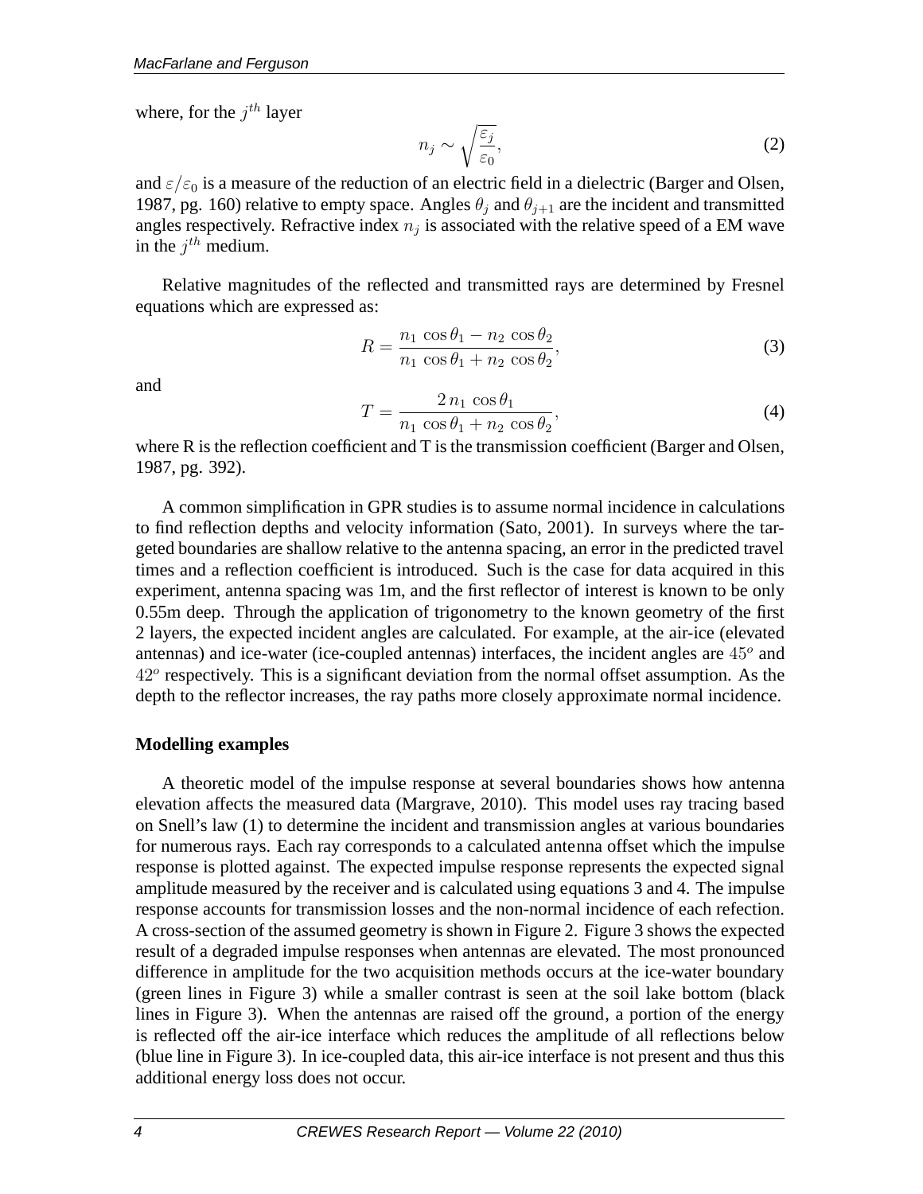where, for the $j^{th}$ layer

$$n_j \sim \sqrt{\frac{\varepsilon_j}{\varepsilon_0}}, \tag{2}$$

and $\varepsilon/\varepsilon_0$ is a measure of the reduction of an electric field in a dielectric (Barger and Olsen, 1987, pg. 160) relative to empty space. Angles $\theta_j$ and $\theta_{j+1}$ are the incident and transmitted angles respectively. Refractive index $n_j$ is associated with the relative speed of a EM wave in the $j^{th}$ medium.

Relative magnitudes of the reflected and transmitted rays are determined by Fresnel equations which are expressed as:

$$R = \frac{n_1 \cos\theta_1 - n_2 \cos\theta_2}{n_1 \cos\theta_1 + n_2 \cos\theta_2}, \tag{3}$$

and

$$T = \frac{2\, n_1 \cos\theta_1}{n_1 \cos\theta_1 + n_2 \cos\theta_2}, \tag{4}$$

where R is the reflection coefficient and T is the transmission coefficient (Barger and Olsen, 1987, pg. 392).

A common simplification in GPR studies is to assume normal incidence in calculations to find reflection depths and velocity information (Sato, 2001). In surveys where the targeted boundaries are shallow relative to the antenna spacing, an error in the predicted travel times and a reflection coefficient is introduced. Such is the case for data acquired in this experiment, antenna spacing was 1m, and the first reflector of interest is known to be only 0.55m deep. Through the application of trigonometry to the known geometry of the first 2 layers, the expected incident angles are calculated. For example, at the air-ice (elevated antennas) and ice-water (ice-coupled antennas) interfaces, the incident angles are $45^o$ and $42^o$ respectively. This is a significant deviation from the normal offset assumption. As the depth to the reflector increases, the ray paths more closely approximate normal incidence.

**Modelling examples**

A theoretic model of the impulse response at several boundaries shows how antenna elevation affects the measured data (Margrave, 2010). This model uses ray tracing based on Snell's law (1) to determine the incident and transmission angles at various boundaries for numerous rays. Each ray corresponds to a calculated antenna offset which the impulse response is plotted against. The expected impulse response represents the expected signal amplitude measured by the receiver and is calculated using equations 3 and 4. The impulse response accounts for transmission losses and the non-normal incidence of each refection. A cross-section of the assumed geometry is shown in Figure 2. Figure 3 shows the expected result of a degraded impulse responses when antennas are elevated. The most pronounced difference in amplitude for the two acquisition methods occurs at the ice-water boundary (green lines in Figure 3) while a smaller contrast is seen at the soil lake bottom (black lines in Figure 3). When the antennas are raised off the ground, a portion of the energy is reflected off the air-ice interface which reduces the amplitude of all reflections below (blue line in Figure 3). In ice-coupled data, this air-ice interface is not present and thus this additional energy loss does not occur.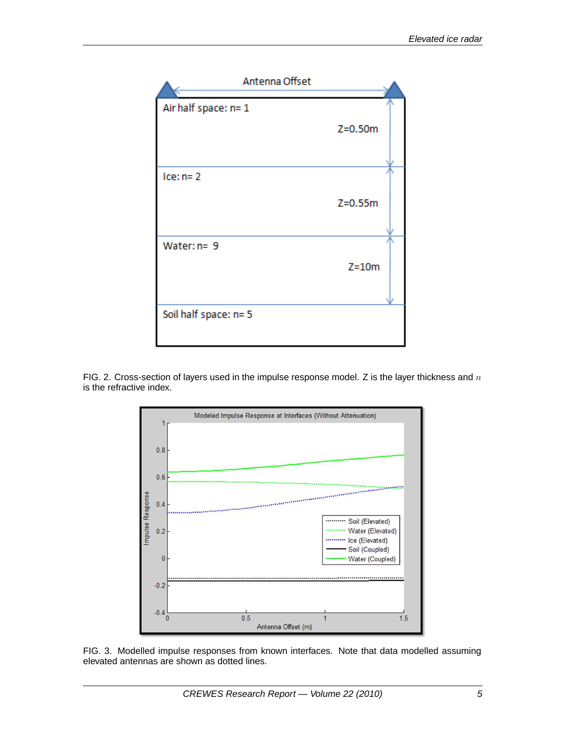FIG. 2. Cross-section of layers used in the impulse response model. Z is the layer thickness and $n$ is the refractive index.

FIG. 3. Modelled impulse responses from known interfaces. Note that data modelled assuming elevated antennas are shown as dotted lines.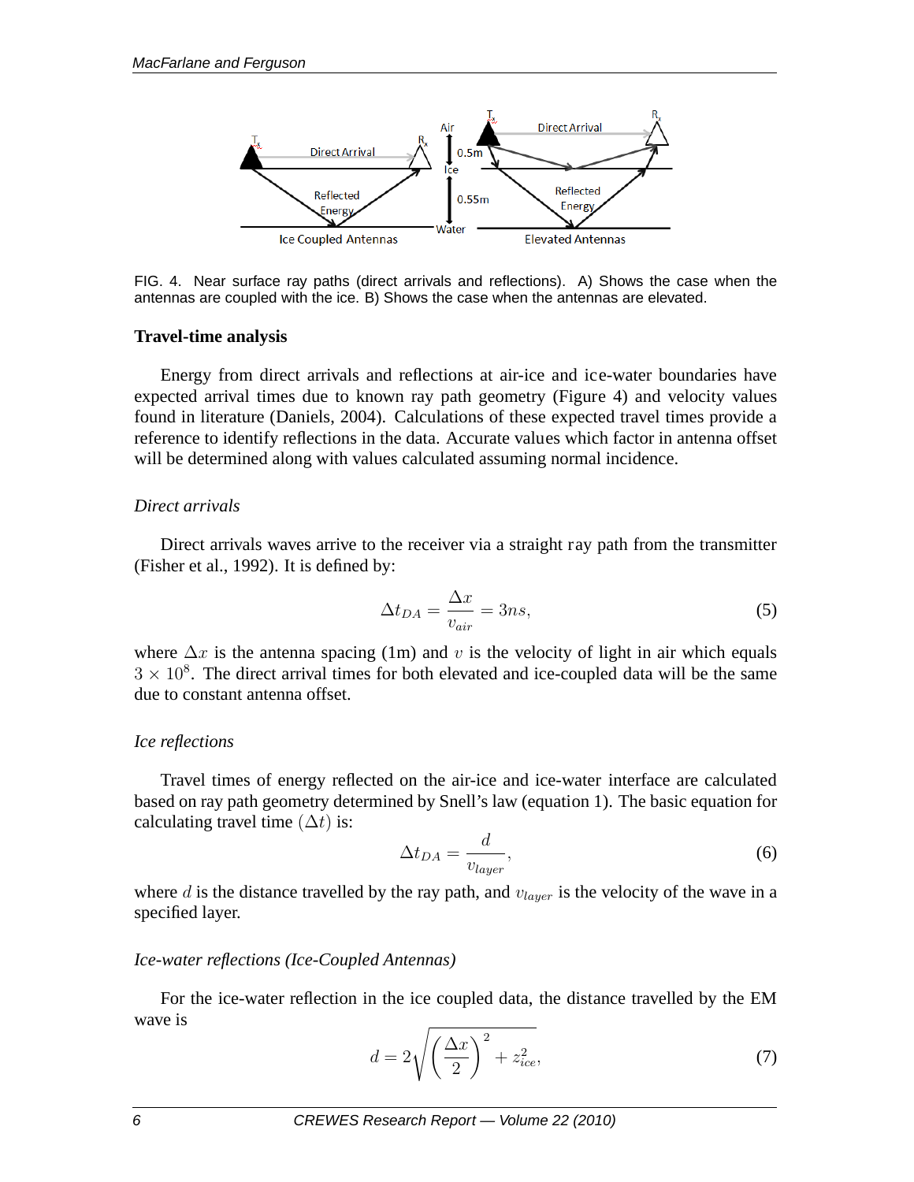FIG. 4. Near surface ray paths (direct arrivals and reflections). A) Shows the case when the antennas are coupled with the ice. B) Shows the case when the antennas are elevated.

## Travel-time analysis

Energy from direct arrivals and reflections at air-ice and ice-water boundaries have expected arrival times due to known ray path geometry (Figure 4) and velocity values found in literature (Daniels, 2004). Calculations of these expected travel times provide a reference to identify reflections in the data. Accurate values which factor in antenna offset will be determined along with values calculated assuming normal incidence.

### *Direct arrivals*

Direct arrivals waves arrive to the receiver via a straight ray path from the transmitter (Fisher et al., 1992). It is defined by:

$$\Delta t_{DA} = \frac{\Delta x}{v_{air}} = 3ns, \tag{5}$$

where $\Delta x$ is the antenna spacing (1m) and $v$ is the velocity of light in air which equals $3 \times 10^8$. The direct arrival times for both elevated and ice-coupled data will be the same due to constant antenna offset.

### *Ice reflections*

Travel times of energy reflected on the air-ice and ice-water interface are calculated based on ray path geometry determined by Snell's law (equation 1). The basic equation for calculating travel time $(\Delta t)$ is:

$$\Delta t_{DA} = \frac{d}{v_{layer}}, \tag{6}$$

where $d$ is the distance travelled by the ray path, and $v_{layer}$ is the velocity of the wave in a specified layer.

### *Ice-water reflections (Ice-Coupled Antennas)*

For the ice-water reflection in the ice coupled data, the distance travelled by the EM wave is

$$d = 2\sqrt{\left(\frac{\Delta x}{2}\right)^2 + z_{ice}^2}, \tag{7}$$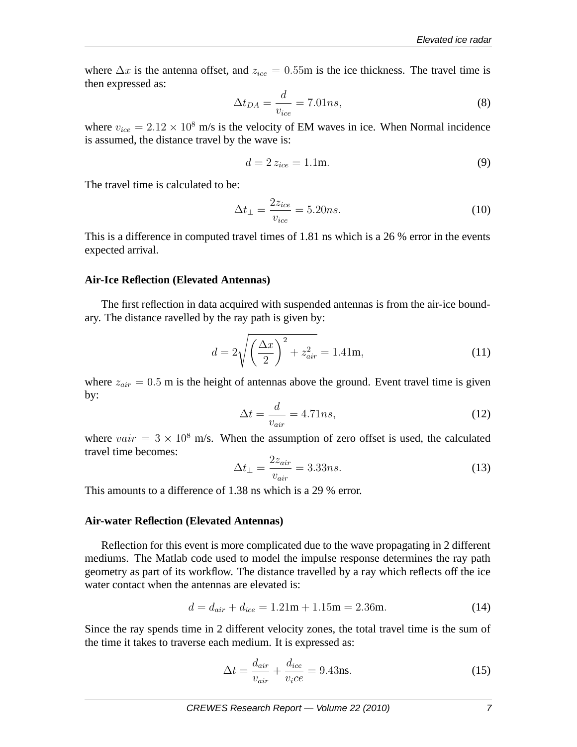where $\Delta x$ is the antenna offset, and $z_{ice} = 0.55$m is the ice thickness. The travel time is then expressed as:

$$\Delta t_{DA} = \frac{d}{v_{ice}} = 7.01ns, \tag{8}$$

where $v_{ice} = 2.12 \times 10^8$ m/s is the velocity of EM waves in ice. When Normal incidence is assumed, the distance travel by the wave is:

$$d = 2\, z_{ice} = 1.1\text{m}. \tag{9}$$

The travel time is calculated to be:

$$\Delta t_{\perp} = \frac{2 z_{ice}}{v_{ice}} = 5.20ns. \tag{10}$$

This is a difference in computed travel times of 1.81 ns which is a 26 % error in the events expected arrival.

#### Air-Ice Reflection (Elevated Antennas)

The first reflection in data acquired with suspended antennas is from the air-ice boundary. The distance ravelled by the ray path is given by:

$$d = 2\sqrt{\left(\frac{\Delta x}{2}\right)^2 + z_{air}^2} = 1.41\text{m}, \tag{11}$$

where $z_{air} = 0.5$ m is the height of antennas above the ground. Event travel time is given by:

$$\Delta t = \frac{d}{v_{air}} = 4.71ns, \tag{12}$$

where $vair = 3 \times 10^8$ m/s. When the assumption of zero offset is used, the calculated travel time becomes:

$$\Delta t_{\perp} = \frac{2 z_{air}}{v_{air}} = 3.33ns. \tag{13}$$

This amounts to a difference of 1.38 ns which is a 29 % error.

#### Air-water Reflection (Elevated Antennas)

Reflection for this event is more complicated due to the wave propagating in 2 different mediums. The Matlab code used to model the impulse response determines the ray path geometry as part of its workflow. The distance travelled by a ray which reflects off the ice water contact when the antennas are elevated is:

$$d = d_{air} + d_{ice} = 1.21\text{m} + 1.15\text{m} = 2.36\text{m}. \tag{14}$$

Since the ray spends time in 2 different velocity zones, the total travel time is the sum of the time it takes to traverse each medium. It is expressed as:

$$\Delta t = \frac{d_{air}}{v_{air}} + \frac{d_{ice}}{v_i ce} = 9.43\text{ns}. \tag{15}$$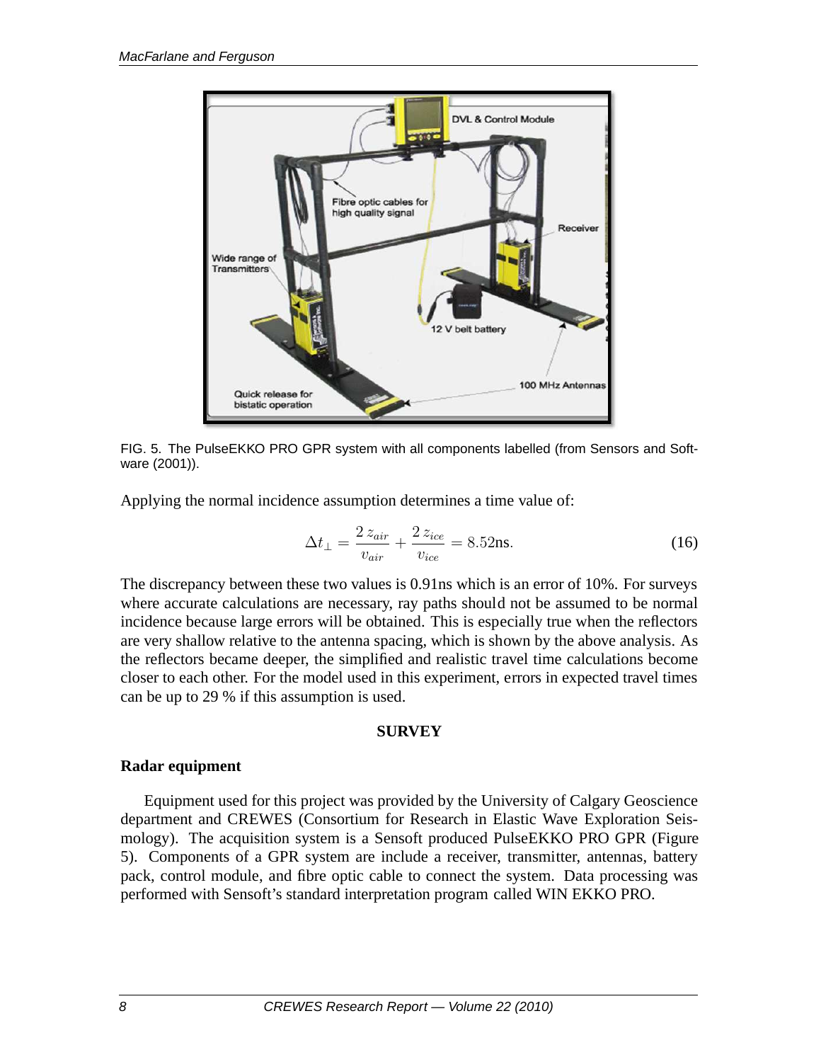FIG. 5. The PulseEKKO PRO GPR system with all components labelled (from Sensors and Software (2001)).

Applying the normal incidence assumption determines a time value of:

$$\Delta t_{\perp} = \frac{2\,z_{air}}{v_{air}} + \frac{2\,z_{ice}}{v_{ice}} = 8.52\text{ns}. \tag{16}$$

The discrepancy between these two values is 0.91ns which is an error of 10%. For surveys where accurate calculations are necessary, ray paths should not be assumed to be normal incidence because large errors will be obtained. This is especially true when the reflectors are very shallow relative to the antenna spacing, which is shown by the above analysis. As the reflectors became deeper, the simplified and realistic travel time calculations become closer to each other. For the model used in this experiment, errors in expected travel times can be up to 29 % if this assumption is used.

## SURVEY

### Radar equipment

Equipment used for this project was provided by the University of Calgary Geoscience department and CREWES (Consortium for Research in Elastic Wave Exploration Seismology). The acquisition system is a Sensoft produced PulseEKKO PRO GPR (Figure 5). Components of a GPR system are include a receiver, transmitter, antennas, battery pack, control module, and fibre optic cable to connect the system. Data processing was performed with Sensoft's standard interpretation program called WIN EKKO PRO.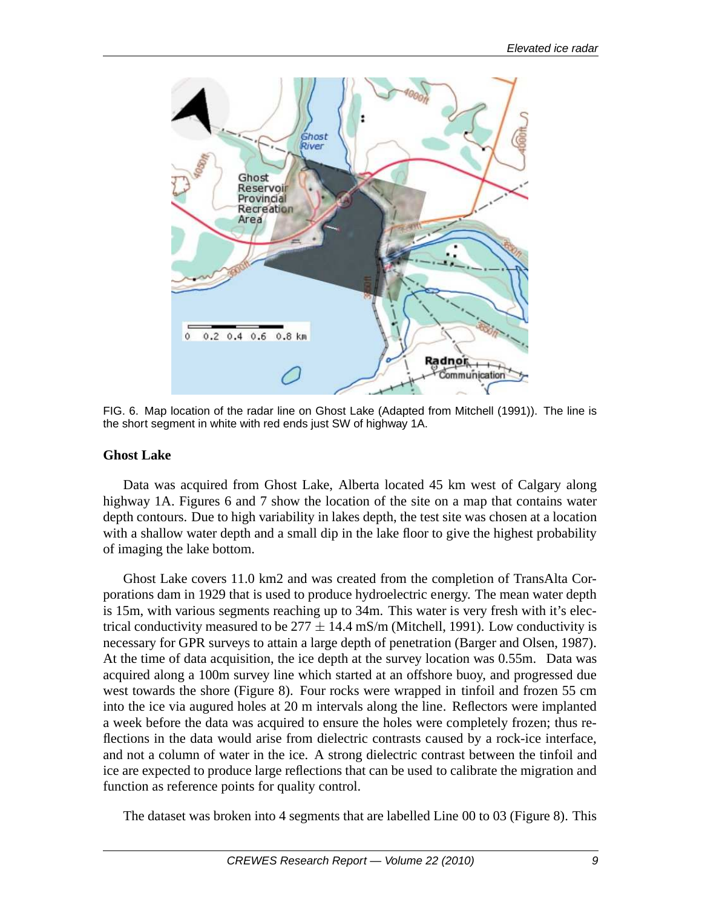FIG. 6. Map location of the radar line on Ghost Lake (Adapted from Mitchell (1991)). The line is the short segment in white with red ends just SW of highway 1A.

## Ghost Lake

Data was acquired from Ghost Lake, Alberta located 45 km west of Calgary along highway 1A. Figures 6 and 7 show the location of the site on a map that contains water depth contours. Due to high variability in lakes depth, the test site was chosen at a location with a shallow water depth and a small dip in the lake floor to give the highest probability of imaging the lake bottom.

Ghost Lake covers 11.0 km2 and was created from the completion of TransAlta Corporations dam in 1929 that is used to produce hydroelectric energy. The mean water depth is 15m, with various segments reaching up to 34m. This water is very fresh with it's electrical conductivity measured to be $277 \pm 14.4$ mS/m (Mitchell, 1991). Low conductivity is necessary for GPR surveys to attain a large depth of penetration (Barger and Olsen, 1987). At the time of data acquisition, the ice depth at the survey location was 0.55m. Data was acquired along a 100m survey line which started at an offshore buoy, and progressed due west towards the shore (Figure 8). Four rocks were wrapped in tinfoil and frozen 55 cm into the ice via augured holes at 20 m intervals along the line. Reflectors were implanted a week before the data was acquired to ensure the holes were completely frozen; thus reflections in the data would arise from dielectric contrasts caused by a rock-ice interface, and not a column of water in the ice. A strong dielectric contrast between the tinfoil and ice are expected to produce large reflections that can be used to calibrate the migration and function as reference points for quality control.

The dataset was broken into 4 segments that are labelled Line 00 to 03 (Figure 8). This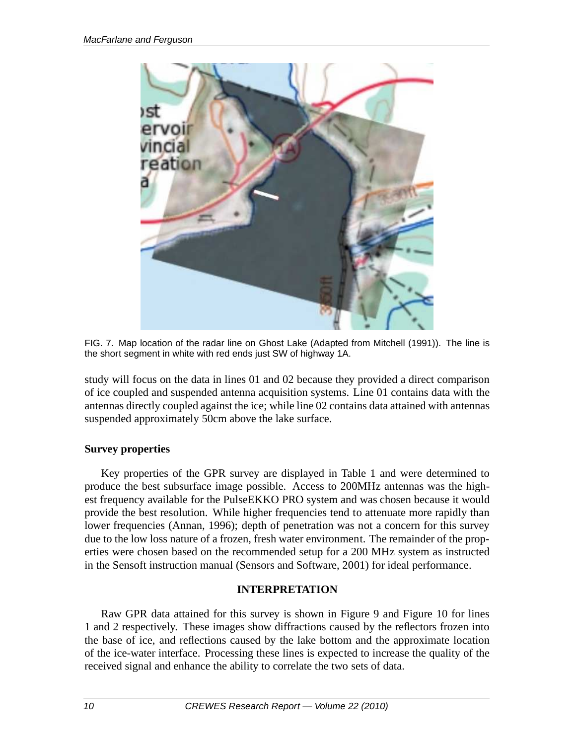FIG. 7. Map location of the radar line on Ghost Lake (Adapted from Mitchell (1991)). The line is the short segment in white with red ends just SW of highway 1A.

study will focus on the data in lines 01 and 02 because they provided a direct comparison of ice coupled and suspended antenna acquisition systems. Line 01 contains data with the antennas directly coupled against the ice; while line 02 contains data attained with antennas suspended approximately 50cm above the lake surface.

**Survey properties**

Key properties of the GPR survey are displayed in Table 1 and were determined to produce the best subsurface image possible. Access to 200MHz antennas was the highest frequency available for the PulseEKKO PRO system and was chosen because it would provide the best resolution. While higher frequencies tend to attenuate more rapidly than lower frequencies (Annan, 1996); depth of penetration was not a concern for this survey due to the low loss nature of a frozen, fresh water environment. The remainder of the properties were chosen based on the recommended setup for a 200 MHz system as instructed in the Sensoft instruction manual (Sensors and Software, 2001) for ideal performance.

## INTERPRETATION

Raw GPR data attained for this survey is shown in Figure 9 and Figure 10 for lines 1 and 2 respectively. These images show diffractions caused by the reflectors frozen into the base of ice, and reflections caused by the lake bottom and the approximate location of the ice-water interface. Processing these lines is expected to increase the quality of the received signal and enhance the ability to correlate the two sets of data.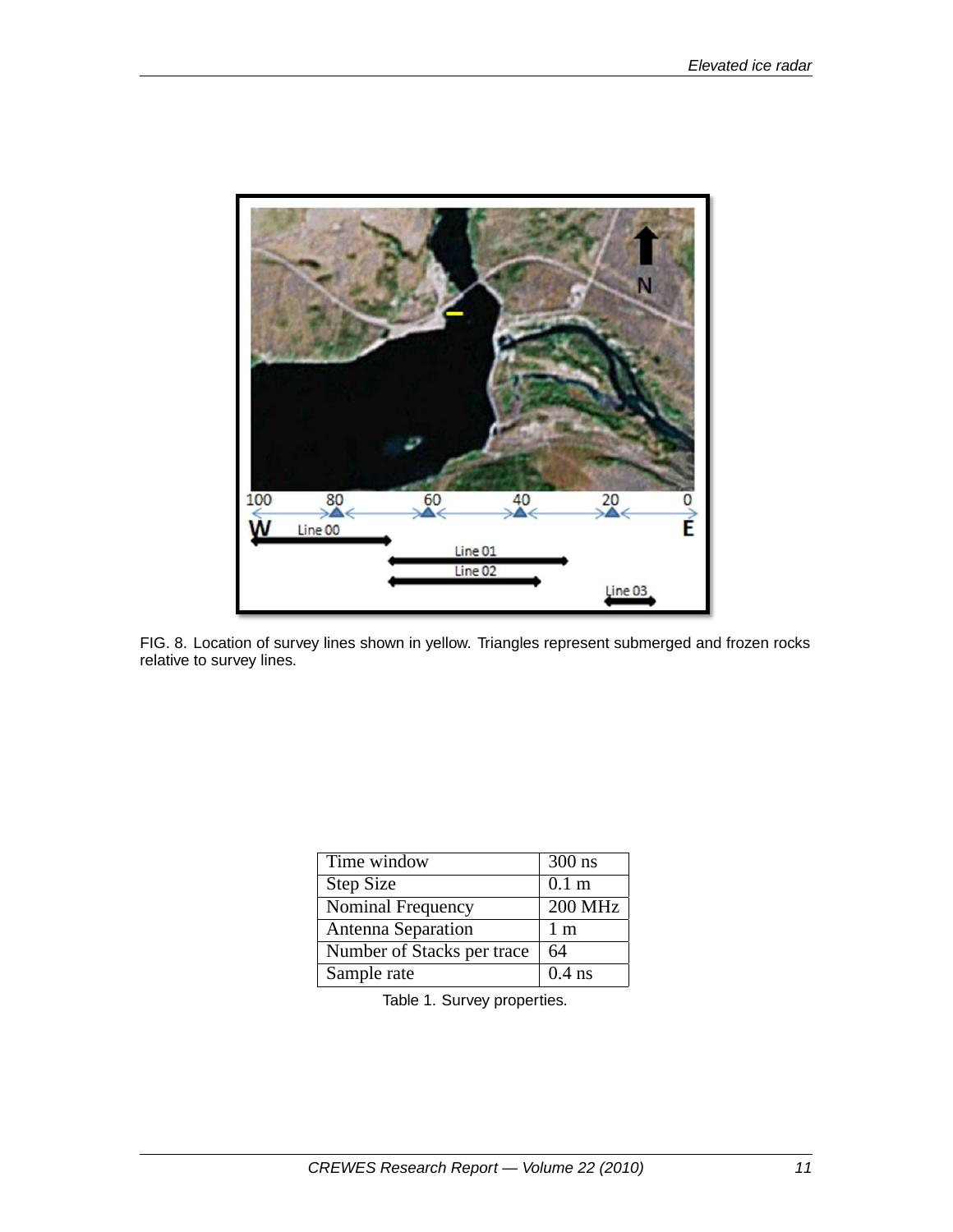FIG. 8. Location of survey lines shown in yellow. Triangles represent submerged and frozen rocks relative to survey lines.

| Time window | 300 ns |
| --- | --- |
| Step Size | 0.1 m |
| Nominal Frequency | 200 MHz |
| Antenna Separation | 1 m |
| Number of Stacks per trace | 64 |
| Sample rate | 0.4 ns |

Table 1. Survey properties.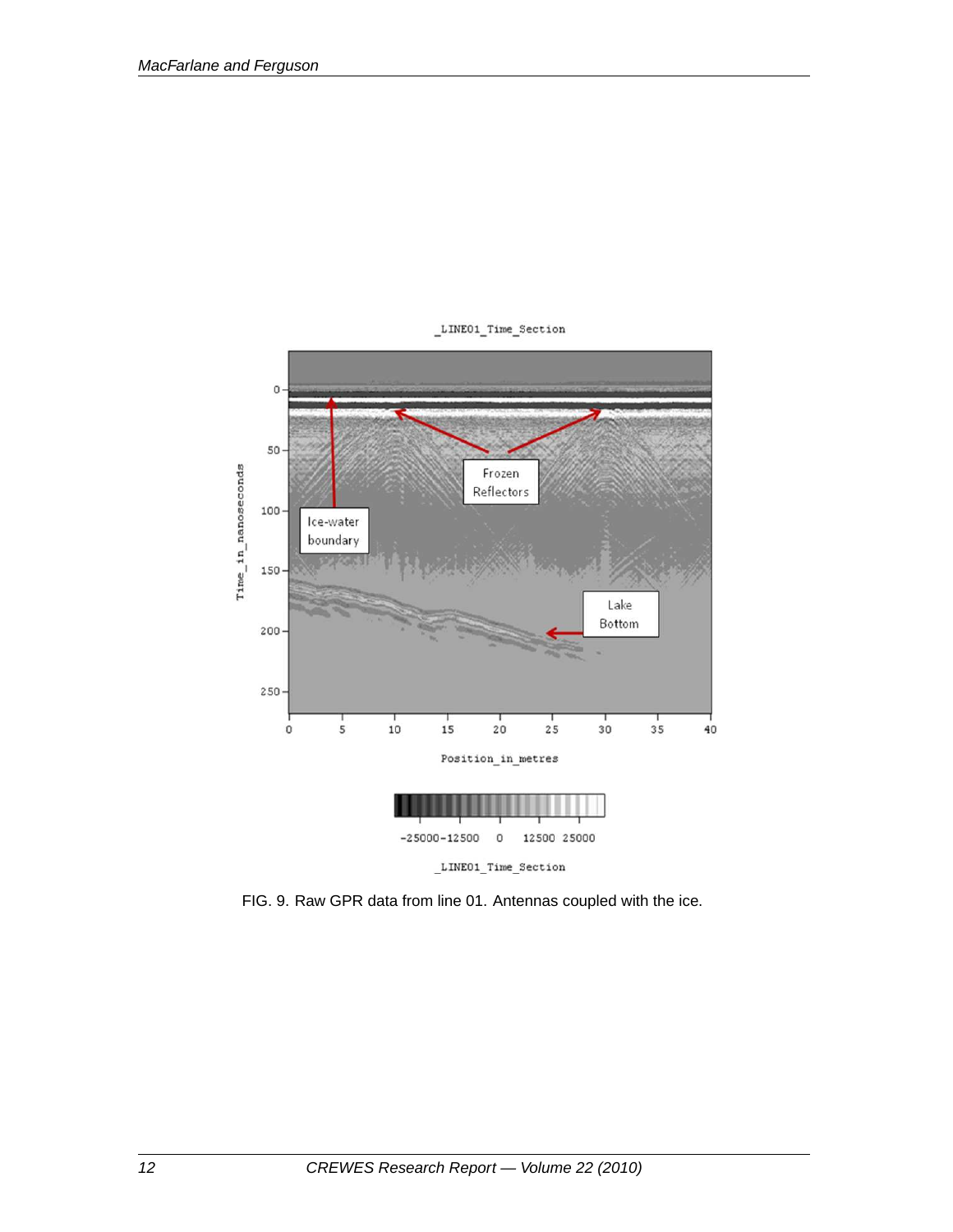FIG. 9. Raw GPR data from line 01. Antennas coupled with the ice.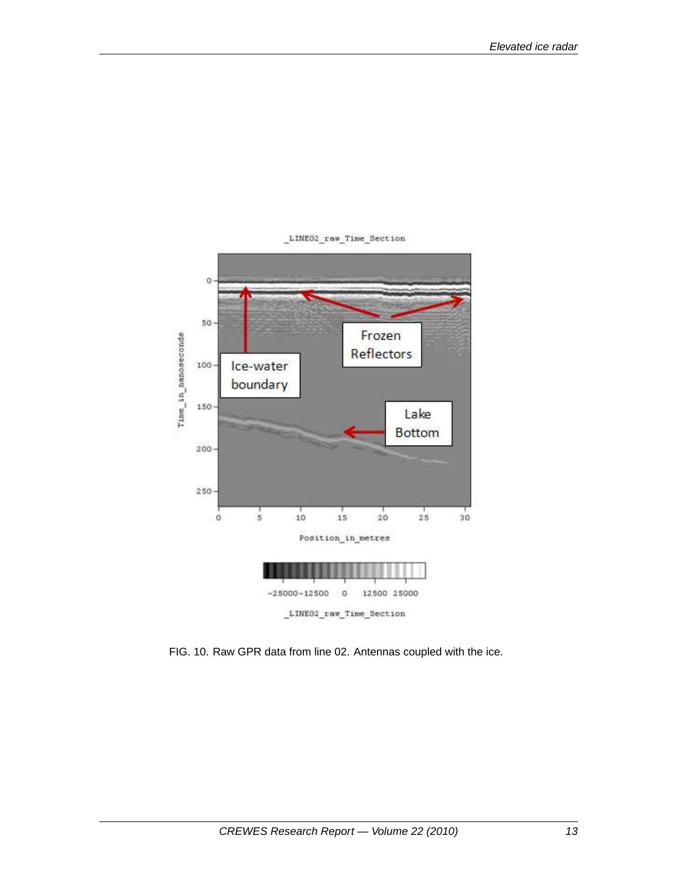FIG. 10. Raw GPR data from line 02. Antennas coupled with the ice.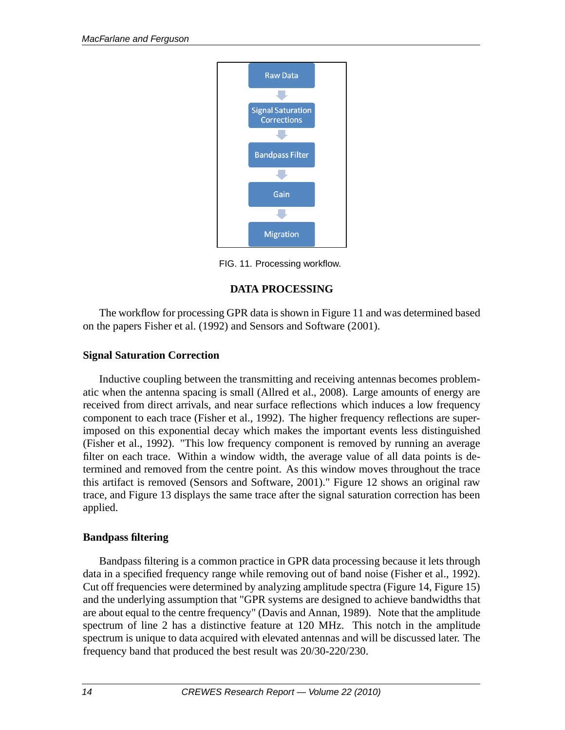FIG. 11. Processing workflow.

## DATA PROCESSING

The workflow for processing GPR data is shown in Figure 11 and was determined based on the papers Fisher et al. (1992) and Sensors and Software (2001).

### Signal Saturation Correction

Inductive coupling between the transmitting and receiving antennas becomes problematic when the antenna spacing is small (Allred et al., 2008). Large amounts of energy are received from direct arrivals, and near surface reflections which induces a low frequency component to each trace (Fisher et al., 1992). The higher frequency reflections are superimposed on this exponential decay which makes the important events less distinguished (Fisher et al., 1992). "This low frequency component is removed by running an average filter on each trace. Within a window width, the average value of all data points is determined and removed from the centre point. As this window moves throughout the trace this artifact is removed (Sensors and Software, 2001)." Figure 12 shows an original raw trace, and Figure 13 displays the same trace after the signal saturation correction has been applied.

### Bandpass filtering

Bandpass filtering is a common practice in GPR data processing because it lets through data in a specified frequency range while removing out of band noise (Fisher et al., 1992). Cut off frequencies were determined by analyzing amplitude spectra (Figure 14, Figure 15) and the underlying assumption that "GPR systems are designed to achieve bandwidths that are about equal to the centre frequency" (Davis and Annan, 1989). Note that the amplitude spectrum of line 2 has a distinctive feature at 120 MHz. This notch in the amplitude spectrum is unique to data acquired with elevated antennas and will be discussed later. The frequency band that produced the best result was 20/30-220/230.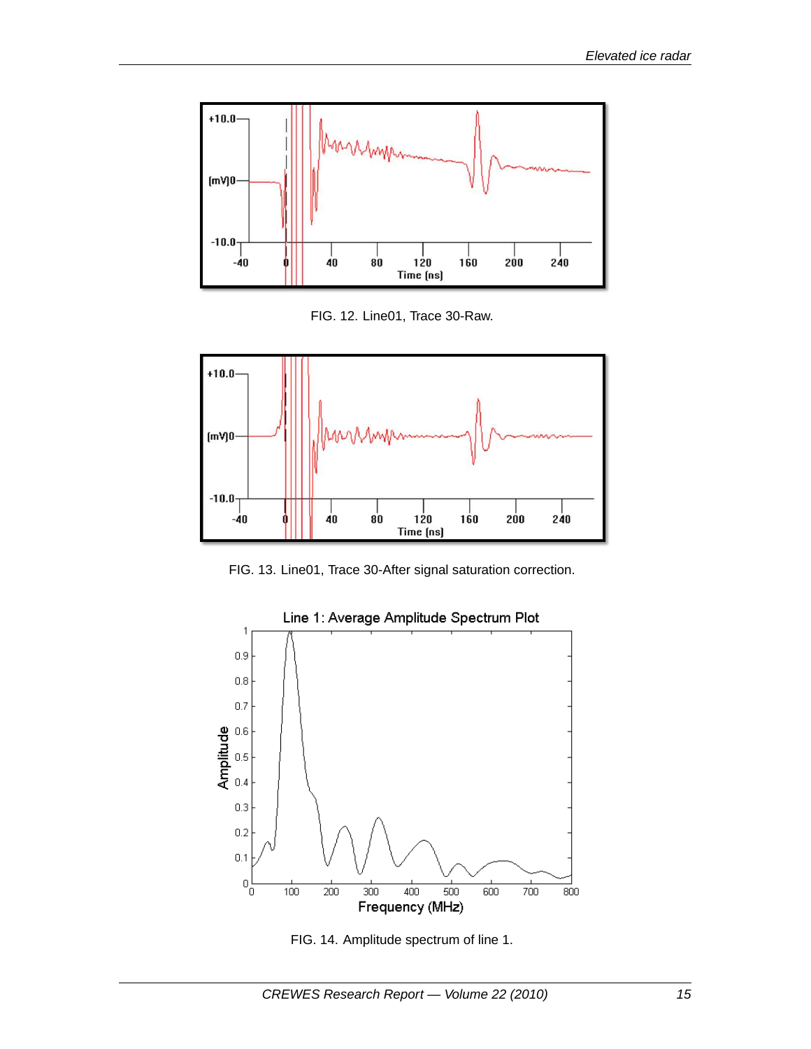FIG. 12. Line01, Trace 30-Raw.

FIG. 13. Line01, Trace 30-After signal saturation correction.

FIG. 14. Amplitude spectrum of line 1.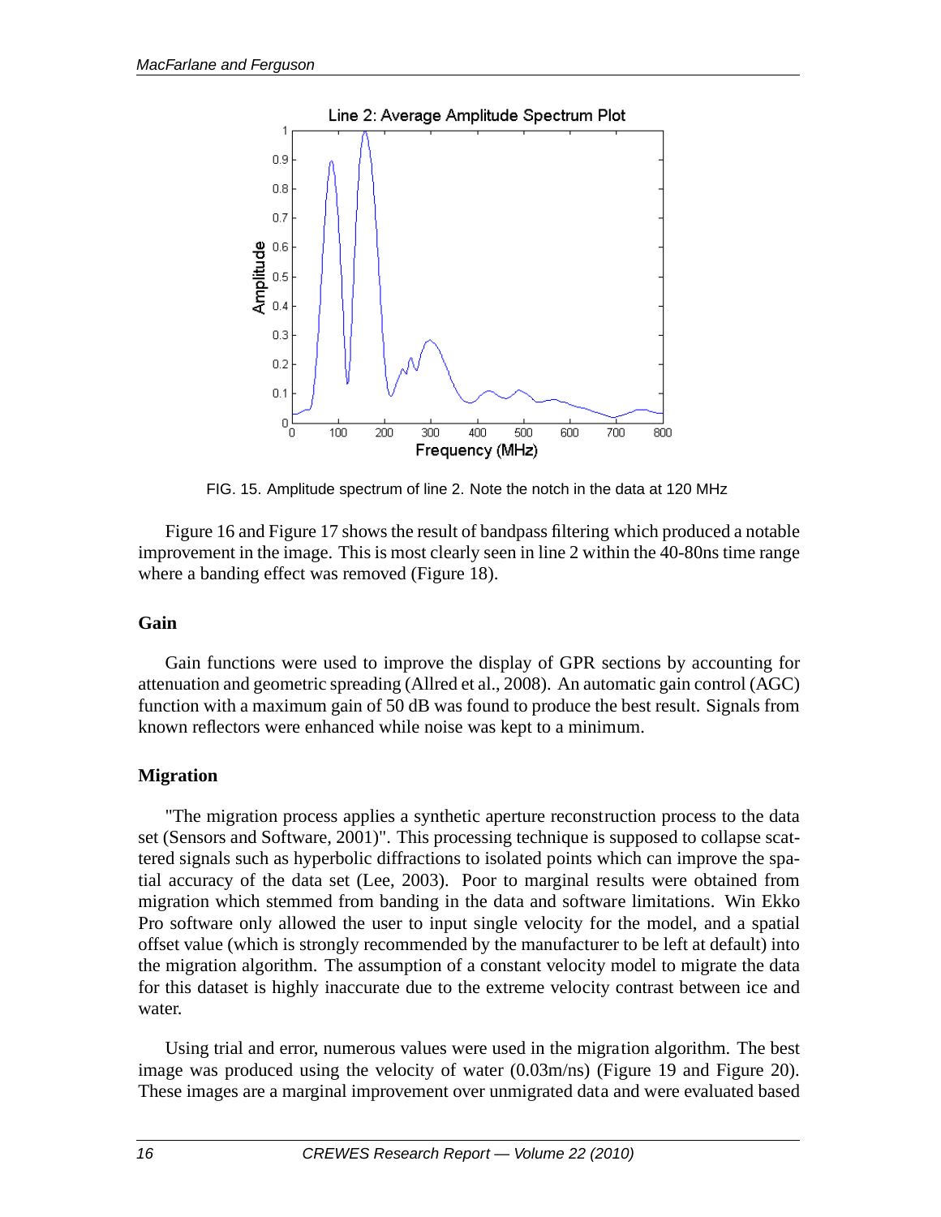FIG. 15. Amplitude spectrum of line 2. Note the notch in the data at 120 MHz

Figure 16 and Figure 17 shows the result of bandpass filtering which produced a notable improvement in the image. This is most clearly seen in line 2 within the 40-80ns time range where a banding effect was removed (Figure 18).

### Gain

Gain functions were used to improve the display of GPR sections by accounting for attenuation and geometric spreading (Allred et al., 2008). An automatic gain control (AGC) function with a maximum gain of 50 dB was found to produce the best result. Signals from known reflectors were enhanced while noise was kept to a minimum.

### Migration

"The migration process applies a synthetic aperture reconstruction process to the data set (Sensors and Software, 2001)". This processing technique is supposed to collapse scattered signals such as hyperbolic diffractions to isolated points which can improve the spatial accuracy of the data set (Lee, 2003). Poor to marginal results were obtained from migration which stemmed from banding in the data and software limitations. Win Ekko Pro software only allowed the user to input single velocity for the model, and a spatial offset value (which is strongly recommended by the manufacturer to be left at default) into the migration algorithm. The assumption of a constant velocity model to migrate the data for this dataset is highly inaccurate due to the extreme velocity contrast between ice and water.

Using trial and error, numerous values were used in the migration algorithm. The best image was produced using the velocity of water (0.03m/ns) (Figure 19 and Figure 20). These images are a marginal improvement over unmigrated data and were evaluated based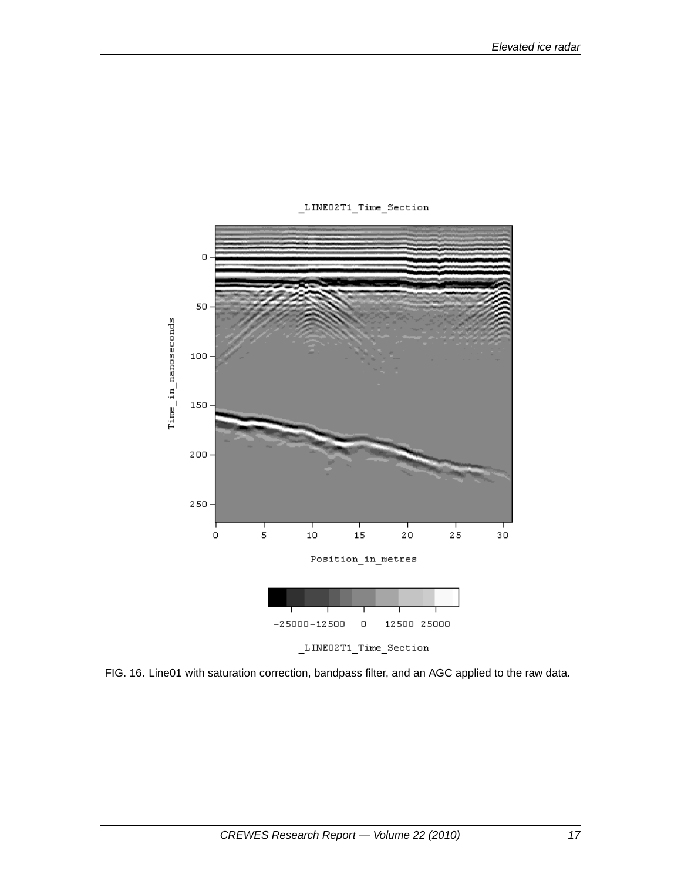FIG. 16. Line01 with saturation correction, bandpass filter, and an AGC applied to the raw data.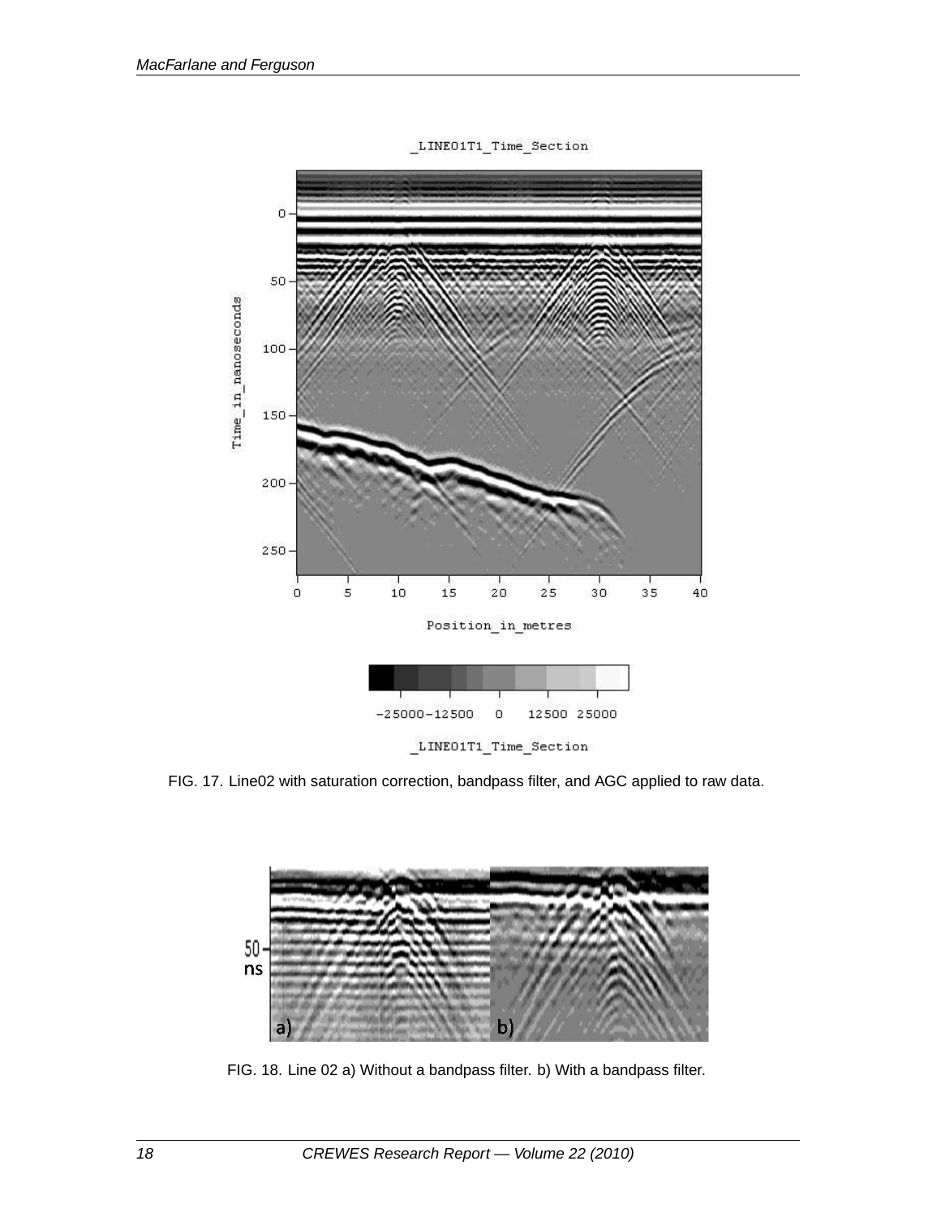FIG. 17. Line02 with saturation correction, bandpass filter, and AGC applied to raw data.

FIG. 18. Line 02 a) Without a bandpass filter. b) With a bandpass filter.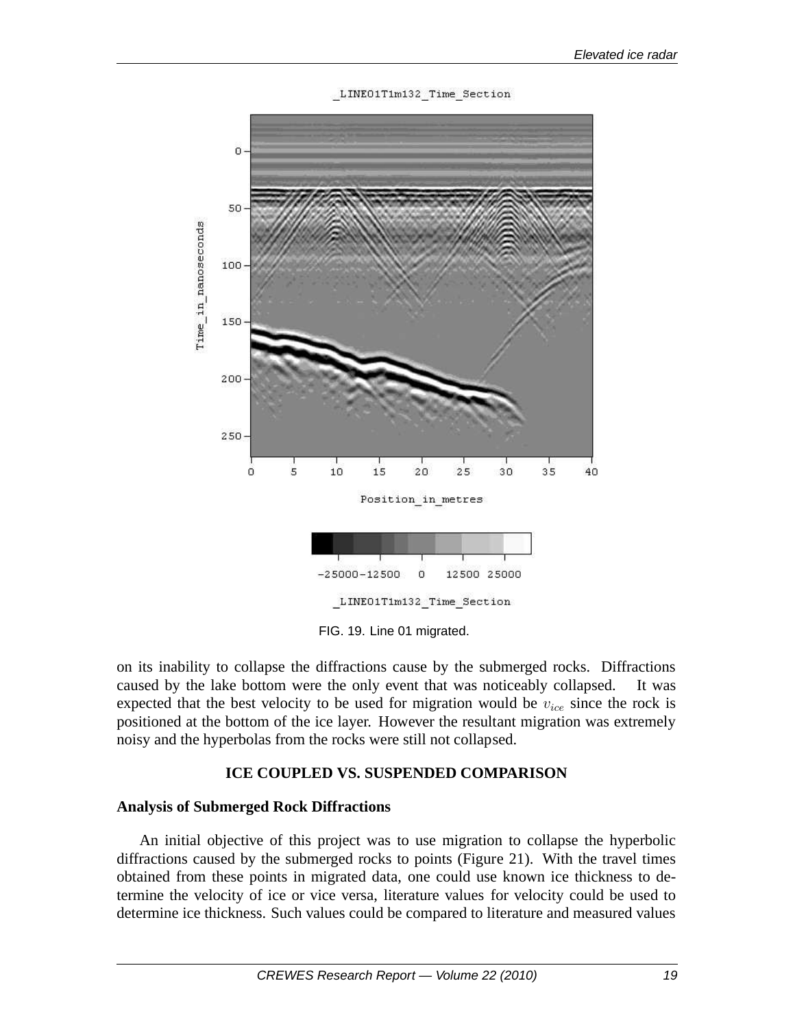FIG. 19. Line 01 migrated.

on its inability to collapse the diffractions cause by the submerged rocks. Diffractions caused by the lake bottom were the only event that was noticeably collapsed. It was expected that the best velocity to be used for migration would be $v_{ice}$ since the rock is positioned at the bottom of the ice layer. However the resultant migration was extremely noisy and the hyperbolas from the rocks were still not collapsed.

## ICE COUPLED VS. SUSPENDED COMPARISON

### Analysis of Submerged Rock Diffractions

An initial objective of this project was to use migration to collapse the hyperbolic diffractions caused by the submerged rocks to points (Figure 21). With the travel times obtained from these points in migrated data, one could use known ice thickness to determine the velocity of ice or vice versa, literature values for velocity could be used to determine ice thickness. Such values could be compared to literature and measured values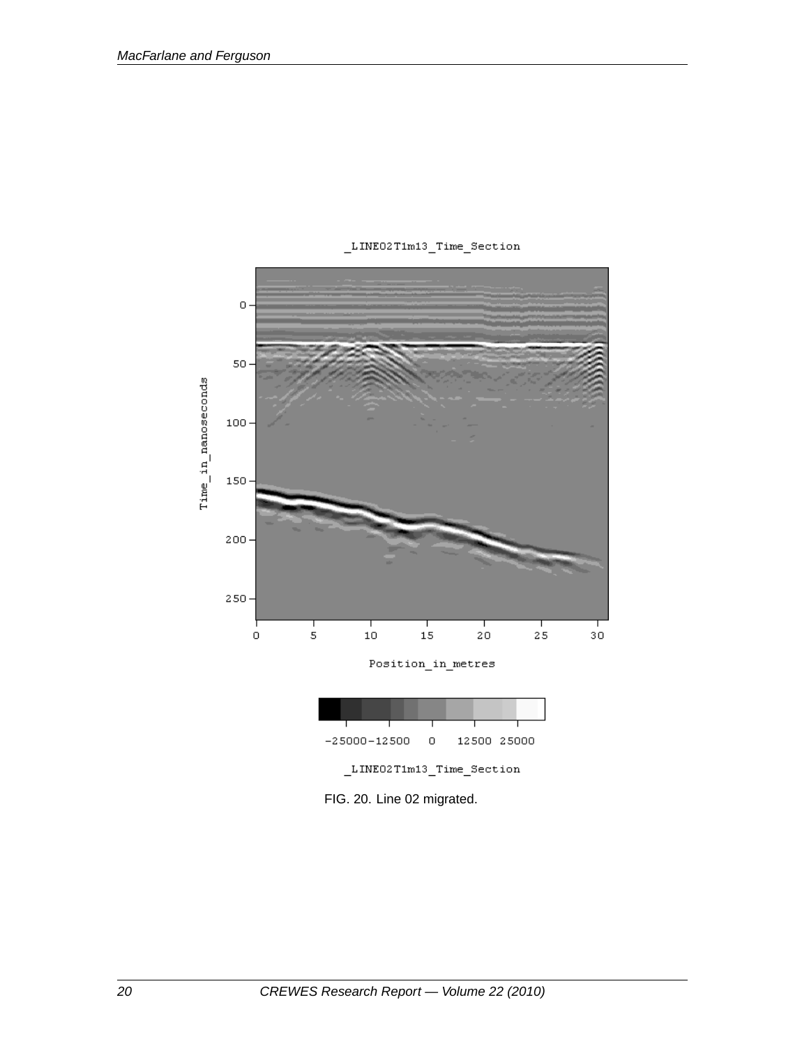FIG. 20. Line 02 migrated.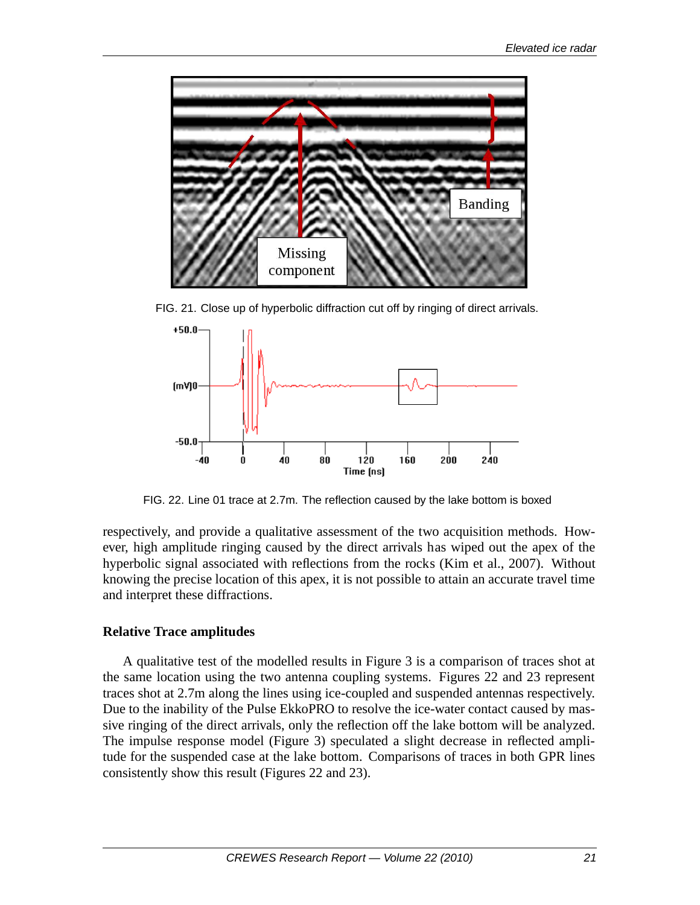FIG. 21. Close up of hyperbolic diffraction cut off by ringing of direct arrivals.

FIG. 22. Line 01 trace at 2.7m. The reflection caused by the lake bottom is boxed

respectively, and provide a qualitative assessment of the two acquisition methods. However, high amplitude ringing caused by the direct arrivals has wiped out the apex of the hyperbolic signal associated with reflections from the rocks (Kim et al., 2007). Without knowing the precise location of this apex, it is not possible to attain an accurate travel time and interpret these diffractions.

## Relative Trace amplitudes

A qualitative test of the modelled results in Figure 3 is a comparison of traces shot at the same location using the two antenna coupling systems. Figures 22 and 23 represent traces shot at 2.7m along the lines using ice-coupled and suspended antennas respectively. Due to the inability of the Pulse EkkoPRO to resolve the ice-water contact caused by massive ringing of the direct arrivals, only the reflection off the lake bottom will be analyzed. The impulse response model (Figure 3) speculated a slight decrease in reflected amplitude for the suspended case at the lake bottom. Comparisons of traces in both GPR lines consistently show this result (Figures 22 and 23).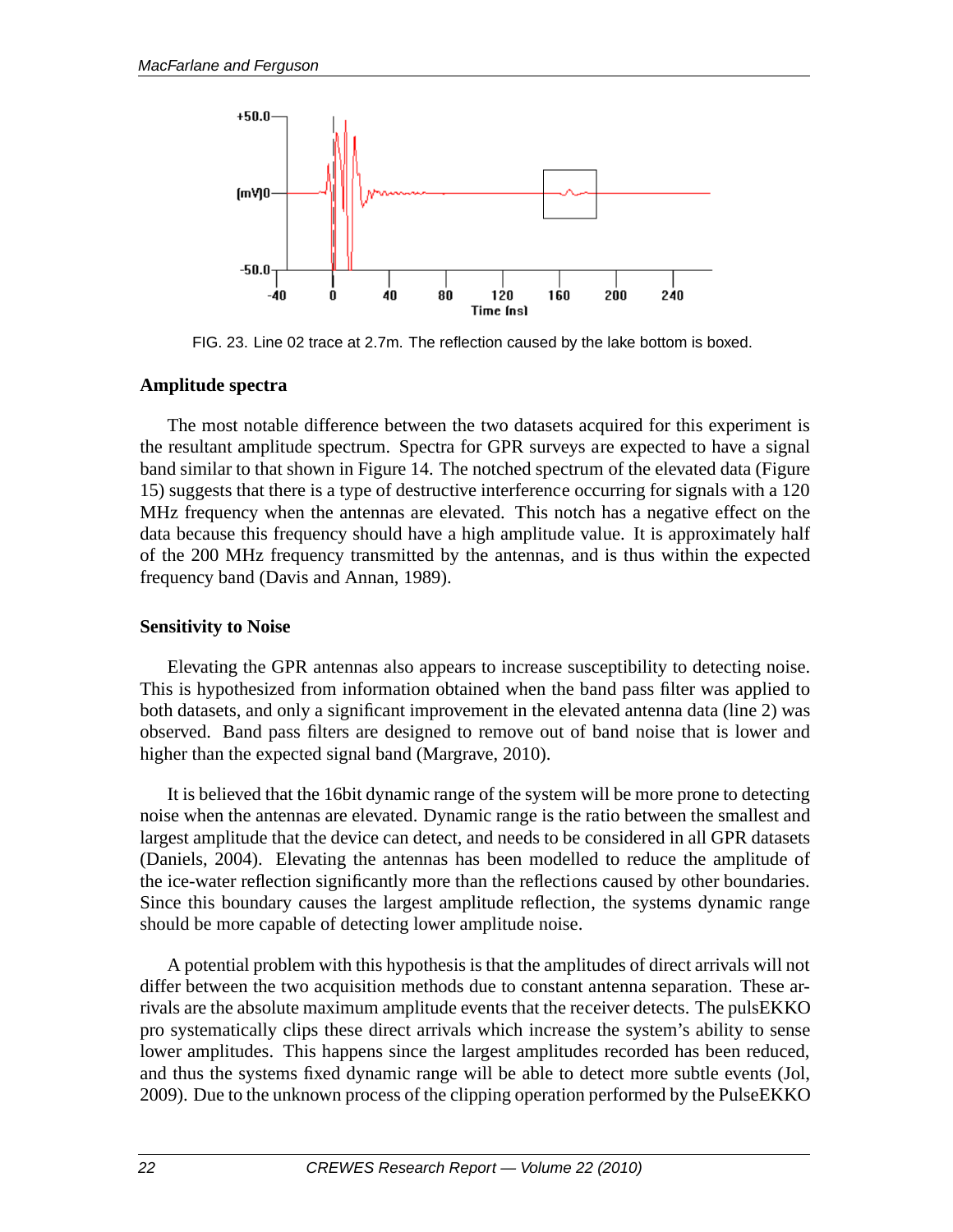FIG. 23. Line 02 trace at 2.7m. The reflection caused by the lake bottom is boxed.

### Amplitude spectra

The most notable difference between the two datasets acquired for this experiment is the resultant amplitude spectrum. Spectra for GPR surveys are expected to have a signal band similar to that shown in Figure 14. The notched spectrum of the elevated data (Figure 15) suggests that there is a type of destructive interference occurring for signals with a 120 MHz frequency when the antennas are elevated. This notch has a negative effect on the data because this frequency should have a high amplitude value. It is approximately half of the 200 MHz frequency transmitted by the antennas, and is thus within the expected frequency band (Davis and Annan, 1989).

### Sensitivity to Noise

Elevating the GPR antennas also appears to increase susceptibility to detecting noise. This is hypothesized from information obtained when the band pass filter was applied to both datasets, and only a significant improvement in the elevated antenna data (line 2) was observed. Band pass filters are designed to remove out of band noise that is lower and higher than the expected signal band (Margrave, 2010).

It is believed that the 16bit dynamic range of the system will be more prone to detecting noise when the antennas are elevated. Dynamic range is the ratio between the smallest and largest amplitude that the device can detect, and needs to be considered in all GPR datasets (Daniels, 2004). Elevating the antennas has been modelled to reduce the amplitude of the ice-water reflection significantly more than the reflections caused by other boundaries. Since this boundary causes the largest amplitude reflection, the systems dynamic range should be more capable of detecting lower amplitude noise.

A potential problem with this hypothesis is that the amplitudes of direct arrivals will not differ between the two acquisition methods due to constant antenna separation. These arrivals are the absolute maximum amplitude events that the receiver detects. The pulsEKKO pro systematically clips these direct arrivals which increase the system's ability to sense lower amplitudes. This happens since the largest amplitudes recorded has been reduced, and thus the systems fixed dynamic range will be able to detect more subtle events (Jol, 2009). Due to the unknown process of the clipping operation performed by the PulseEKKO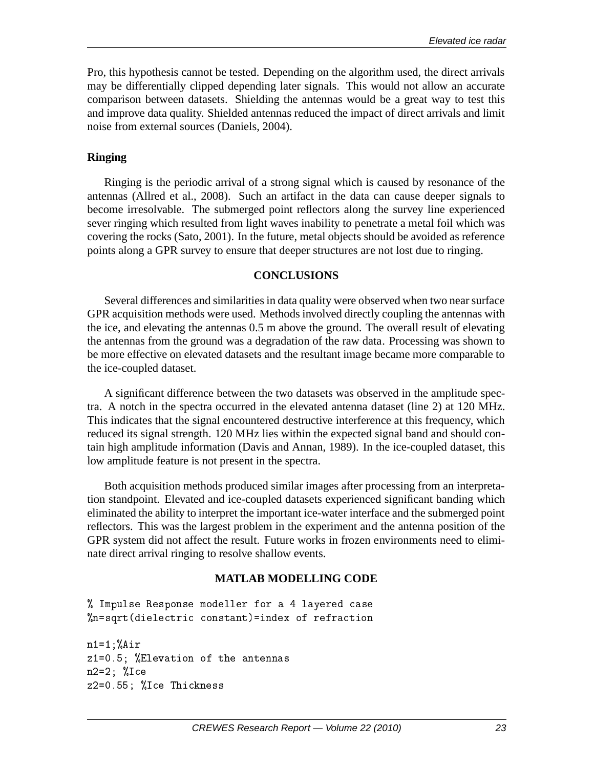Pro, this hypothesis cannot be tested. Depending on the algorithm used, the direct arrivals may be differentially clipped depending later signals. This would not allow an accurate comparison between datasets. Shielding the antennas would be a great way to test this and improve data quality. Shielded antennas reduced the impact of direct arrivals and limit noise from external sources (Daniels, 2004).

### Ringing

Ringing is the periodic arrival of a strong signal which is caused by resonance of the antennas (Allred et al., 2008). Such an artifact in the data can cause deeper signals to become irresolvable. The submerged point reflectors along the survey line experienced sever ringing which resulted from light waves inability to penetrate a metal foil which was covering the rocks (Sato, 2001). In the future, metal objects should be avoided as reference points along a GPR survey to ensure that deeper structures are not lost due to ringing.

## CONCLUSIONS

Several differences and similarities in data quality were observed when two near surface GPR acquisition methods were used. Methods involved directly coupling the antennas with the ice, and elevating the antennas 0.5 m above the ground. The overall result of elevating the antennas from the ground was a degradation of the raw data. Processing was shown to be more effective on elevated datasets and the resultant image became more comparable to the ice-coupled dataset.

A significant difference between the two datasets was observed in the amplitude spectra. A notch in the spectra occurred in the elevated antenna dataset (line 2) at 120 MHz. This indicates that the signal encountered destructive interference at this frequency, which reduced its signal strength. 120 MHz lies within the expected signal band and should contain high amplitude information (Davis and Annan, 1989). In the ice-coupled dataset, this low amplitude feature is not present in the spectra.

Both acquisition methods produced similar images after processing from an interpretation standpoint. Elevated and ice-coupled datasets experienced significant banding which eliminated the ability to interpret the important ice-water interface and the submerged point reflectors. This was the largest problem in the experiment and the antenna position of the GPR system did not affect the result. Future works in frozen environments need to eliminate direct arrival ringing to resolve shallow events.

## MATLAB MODELLING CODE

```
% Impulse Response modeller for a 4 layered case
%n=sqrt(dielectric constant)=index of refraction

n1=1;%Air
z1=0.5; %Elevation of the antennas
n2=2; %Ice
z2=0.55; %Ice Thickness
```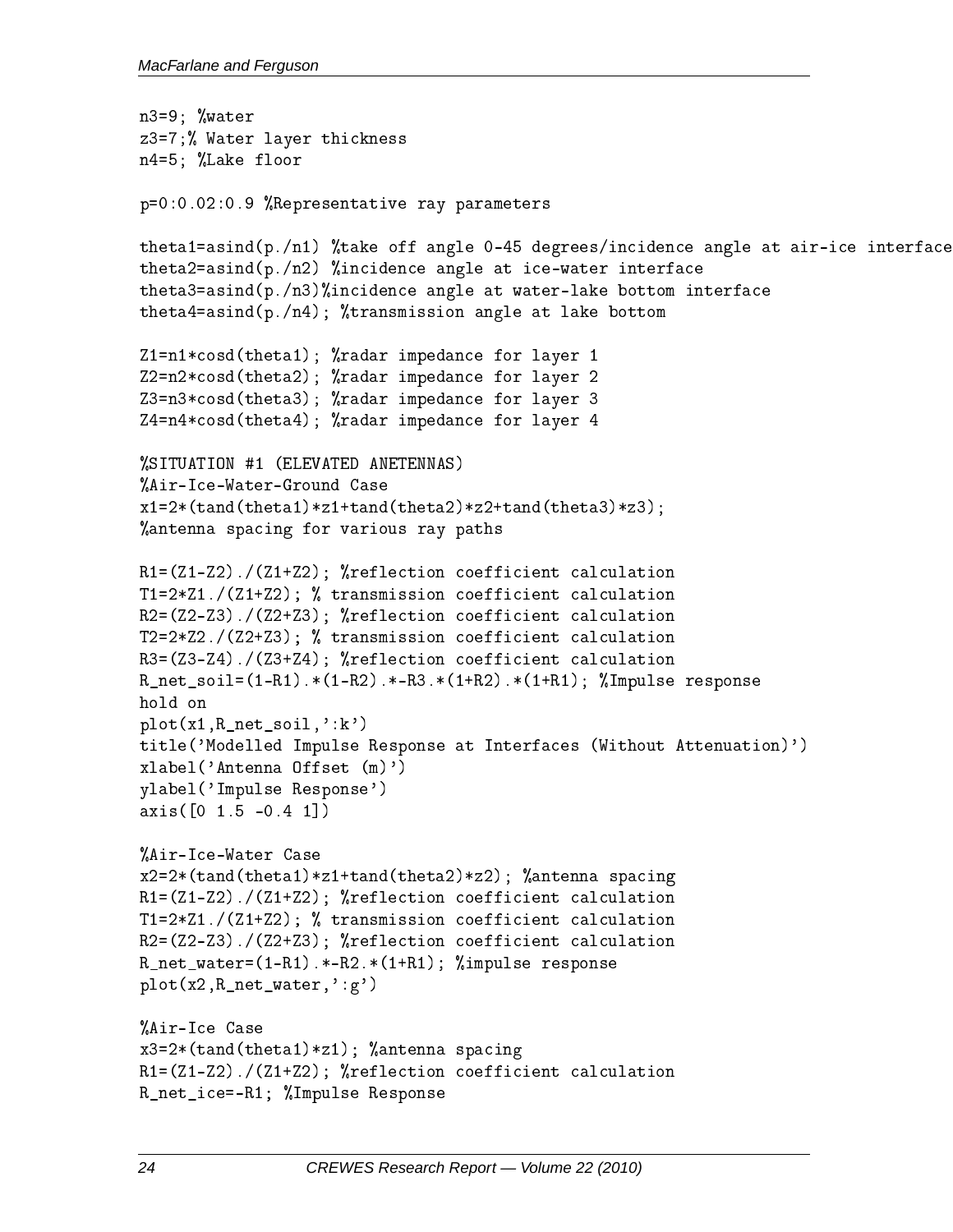```
n3=9; %water
z3=7;% Water layer thickness
n4=5; %Lake floor

p=0:0.02:0.9 %Representative ray parameters

theta1=asind(p./n1) %take off angle 0-45 degrees/incidence angle at air-ice interface
theta2=asind(p./n2) %incidence angle at ice-water interface
theta3=asind(p./n3)%incidence angle at water-lake bottom interface
theta4=asind(p./n4); %transmission angle at lake bottom

Z1=n1*cosd(theta1); %radar impedance for layer 1
Z2=n2*cosd(theta2); %radar impedance for layer 2
Z3=n3*cosd(theta3); %radar impedance for layer 3
Z4=n4*cosd(theta4); %radar impedance for layer 4

%SITUATION #1 (ELEVATED ANETENNAS)
%Air-Ice-Water-Ground Case
x1=2*(tand(theta1)*z1+tand(theta2)*z2+tand(theta3)*z3);
%antenna spacing for various ray paths

R1=(Z1-Z2)./(Z1+Z2); %reflection coefficient calculation
T1=2*Z1./(Z1+Z2); % transmission coefficient calculation
R2=(Z2-Z3)./(Z2+Z3); %reflection coefficient calculation
T2=2*Z2./(Z2+Z3); % transmission coefficient calculation
R3=(Z3-Z4)./(Z3+Z4); %reflection coefficient calculation
R_net_soil=(1-R1).*(1-R2).*-R3.*(1+R2).*(1+R1); %Impulse response
hold on
plot(x1,R_net_soil,':k')
title('Modelled Impulse Response at Interfaces (Without Attenuation)')
xlabel('Antenna Offset (m)')
ylabel('Impulse Response')
axis([0 1.5 -0.4 1])

%Air-Ice-Water Case
x2=2*(tand(theta1)*z1+tand(theta2)*z2); %antenna spacing
R1=(Z1-Z2)./(Z1+Z2); %reflection coefficient calculation
T1=2*Z1./(Z1+Z2); % transmission coefficient calculation
R2=(Z2-Z3)./(Z2+Z3); %reflection coefficient calculation
R_net_water=(1-R1).*-R2.*(1+R1); %impulse response
plot(x2,R_net_water,':g')

%Air-Ice Case
x3=2*(tand(theta1)*z1); %antenna spacing
R1=(Z1-Z2)./(Z1+Z2); %reflection coefficient calculation
R_net_ice=-R1; %Impulse Response
```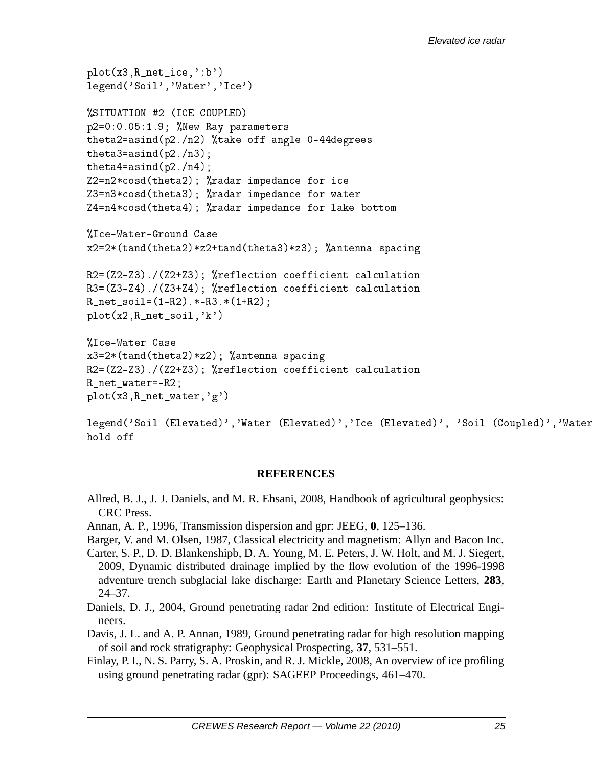```
plot(x3,R_net_ice,':b')
legend('Soil','Water','Ice')

%SITUATION #2 (ICE COUPLED)
p2=0:0.05:1.9; %New Ray parameters
theta2=asind(p2./n2) %take off angle 0-44degrees
theta3=asind(p2./n3);
theta4=asind(p2./n4);
Z2=n2*cosd(theta2); %radar impedance for ice
Z3=n3*cosd(theta3); %radar impedance for water
Z4=n4*cosd(theta4); %radar impedance for lake bottom

%Ice-Water-Ground Case
x2=2*(tand(theta2)*z2+tand(theta3)*z3); %antenna spacing

R2=(Z2-Z3)./(Z2+Z3); %reflection coefficient calculation
R3=(Z3-Z4)./(Z3+Z4); %reflection coefficient calculation
R_net_soil=(1-R2).*-R3.*(1+R2);
plot(x2,R_net_soil,'k')

%Ice-Water Case
x3=2*(tand(theta2)*z2); %antenna spacing
R2=(Z2-Z3)./(Z2+Z3); %reflection coefficient calculation
R_net_water=-R2;
plot(x3,R_net_water,'g')

legend('Soil (Elevated)','Water (Elevated)','Ice (Elevated)', 'Soil (Coupled)','Water
hold off
```

## REFERENCES

Allred, B. J., J. J. Daniels, and M. R. Ehsani, 2008, Handbook of agricultural geophysics: CRC Press.

Annan, A. P., 1996, Transmission dispersion and gpr: JEEG, **0**, 125–136.

Barger, V. and M. Olsen, 1987, Classical electricity and magnetism: Allyn and Bacon Inc.

Carter, S. P., D. D. Blankenshipb, D. A. Young, M. E. Peters, J. W. Holt, and M. J. Siegert, 2009, Dynamic distributed drainage implied by the flow evolution of the 1996-1998 adventure trench subglacial lake discharge: Earth and Planetary Science Letters, **283**, 24–37.

Daniels, D. J., 2004, Ground penetrating radar 2nd edition: Institute of Electrical Engineers.

Davis, J. L. and A. P. Annan, 1989, Ground penetrating radar for high resolution mapping of soil and rock stratigraphy: Geophysical Prospecting, **37**, 531–551.

Finlay, P. I., N. S. Parry, S. A. Proskin, and R. J. Mickle, 2008, An overview of ice profiling using ground penetrating radar (gpr): SAGEEP Proceedings, 461–470.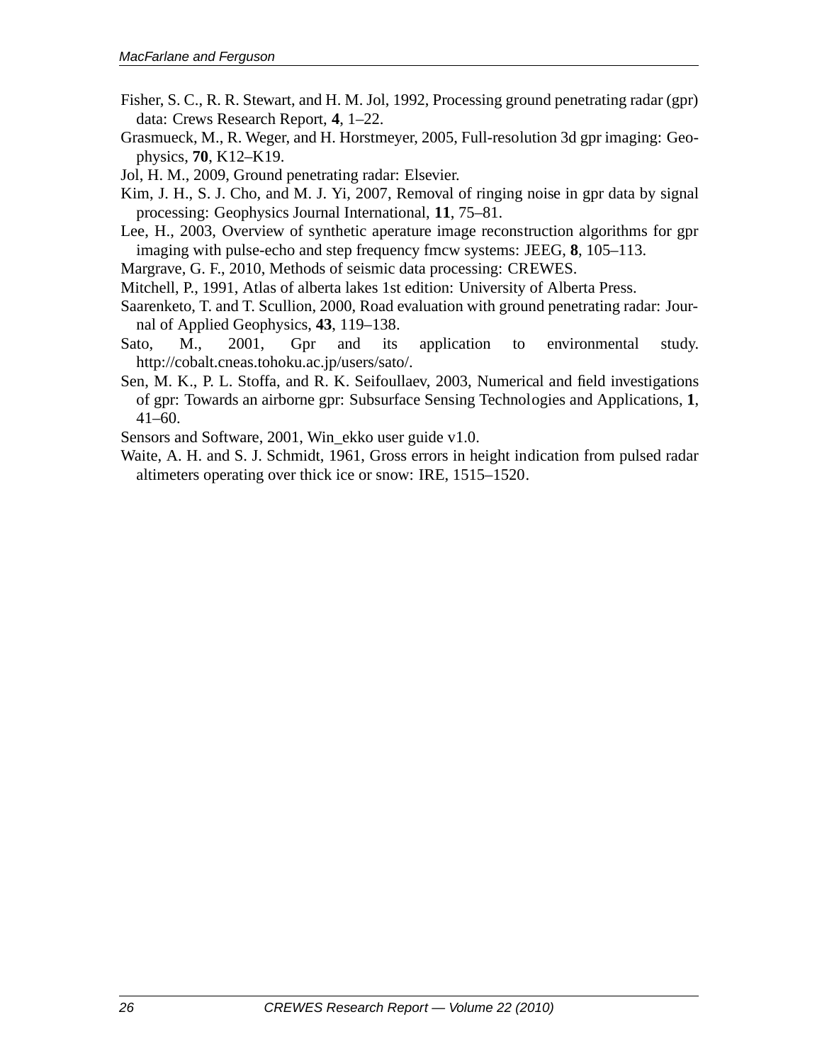Fisher, S. C., R. R. Stewart, and H. M. Jol, 1992, Processing ground penetrating radar (gpr) data: Crews Research Report, **4**, 1–22.

Grasmueck, M., R. Weger, and H. Horstmeyer, 2005, Full-resolution 3d gpr imaging: Geophysics, **70**, K12–K19.

Jol, H. M., 2009, Ground penetrating radar: Elsevier.

Kim, J. H., S. J. Cho, and M. J. Yi, 2007, Removal of ringing noise in gpr data by signal processing: Geophysics Journal International, **11**, 75–81.

Lee, H., 2003, Overview of synthetic aperature image reconstruction algorithms for gpr imaging with pulse-echo and step frequency fmcw systems: JEEG, **8**, 105–113.

Margrave, G. F., 2010, Methods of seismic data processing: CREWES.

Mitchell, P., 1991, Atlas of alberta lakes 1st edition: University of Alberta Press.

Saarenketo, T. and T. Scullion, 2000, Road evaluation with ground penetrating radar: Journal of Applied Geophysics, **43**, 119–138.

Sato, M., 2001, Gpr and its application to environmental study. http://cobalt.cneas.tohoku.ac.jp/users/sato/.

Sen, M. K., P. L. Stoffa, and R. K. Seifoullaev, 2003, Numerical and field investigations of gpr: Towards an airborne gpr: Subsurface Sensing Technologies and Applications, **1**, 41–60.

Sensors and Software, 2001, Win_ekko user guide v1.0.

Waite, A. H. and S. J. Schmidt, 1961, Gross errors in height indication from pulsed radar altimeters operating over thick ice or snow: IRE, 1515–1520.